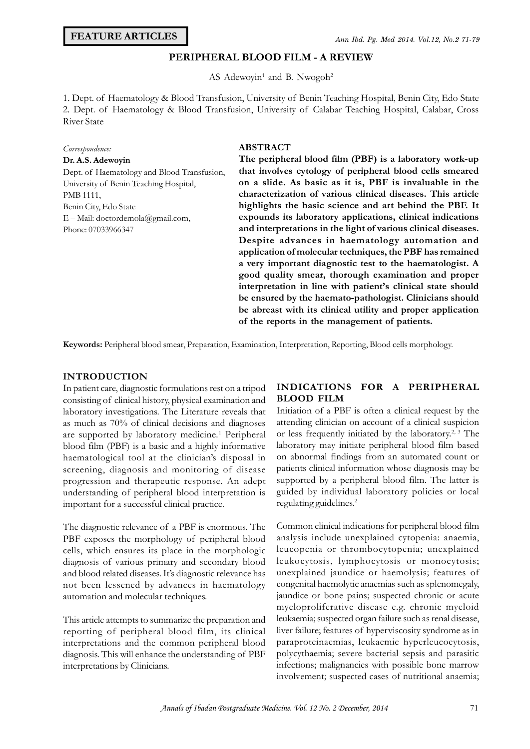**FEATURE ARTICLES**

# PERIPHERAL BLOOD FILM - A REVIEW

AS Adewoyin[1] and B. Nwogoh[2]

1. Dept. of Haematology & Blood Transfusion, University of Benin Teaching Hospital, Benin City, Edo State
2. Dept. of Haematology & Blood Transfusion, University of Calabar Teaching Hospital, Calabar, Cross River State

*Correspondence:*
**Dr. A.S. Adewoyin**
Dept. of Haematology and Blood Transfusion,
University of Benin Teaching Hospital,
PMB 1111,
Benin City, Edo State
E – Mail: doctordemola@gmail.com,
Phone: 07033966347

## ABSTRACT

**The peripheral blood film (PBF) is a laboratory work-up that involves cytology of peripheral blood cells smeared on a slide. As basic as it is, PBF is invaluable in the characterization of various clinical diseases. This article highlights the basic science and art behind the PBF. It expounds its laboratory applications, clinical indications and interpretations in the light of various clinical diseases. Despite advances in haematology automation and application of molecular techniques, the PBF has remained a very important diagnostic test to the haematologist. A good quality smear, thorough examination and proper interpretation in line with patient's clinical state should be ensured by the haemato-pathologist. Clinicians should be abreast with its clinical utility and proper application of the reports in the management of patients.**

**Keywords:** Peripheral blood smear, Preparation, Examination, Interpretation, Reporting, Blood cells morphology.

## INTRODUCTION

In patient care, diagnostic formulations rest on a tripod consisting of clinical history, physical examination and laboratory investigations. The Literature reveals that as much as 70% of clinical decisions and diagnoses are supported by laboratory medicine.[1] Peripheral blood film (PBF) is a basic and a highly informative haematological tool at the clinician's disposal in screening, diagnosis and monitoring of disease progression and therapeutic response. An adept understanding of peripheral blood interpretation is important for a successful clinical practice.

The diagnostic relevance of a PBF is enormous. The PBF exposes the morphology of peripheral blood cells, which ensures its place in the morphologic diagnosis of various primary and secondary blood and blood related diseases. It's diagnostic relevance has not been lessened by advances in haematology automation and molecular techniques.

This article attempts to summarize the preparation and reporting of peripheral blood film, its clinical interpretations and the common peripheral blood diagnosis. This will enhance the understanding of PBF interpretations by Clinicians.

## INDICATIONS FOR A PERIPHERAL BLOOD FILM

Initiation of a PBF is often a clinical request by the attending clinician on account of a clinical suspicion or less frequently initiated by the laboratory.[2, 3] The laboratory may initiate peripheral blood film based on abnormal findings from an automated count or patients clinical information whose diagnosis may be supported by a peripheral blood film. The latter is guided by individual laboratory policies or local regulating guidelines.[2]

Common clinical indications for peripheral blood film analysis include unexplained cytopenia: anaemia, leucopenia or thrombocytopenia; unexplained leukocytosis, lymphocytosis or monocytosis; unexplained jaundice or haemolysis; features of congenital haemolytic anaemias such as splenomegaly, jaundice or bone pains; suspected chronic or acute myeloproliferative disease e.g. chronic myeloid leukaemia; suspected organ failure such as renal disease, liver failure; features of hyperviscosity syndrome as in paraproteinaemias, leukaemic hyperleucocytosis, polycythaemia; severe bacterial sepsis and parasitic infections; malignancies with possible bone marrow involvement; suspected cases of nutritional anaemia;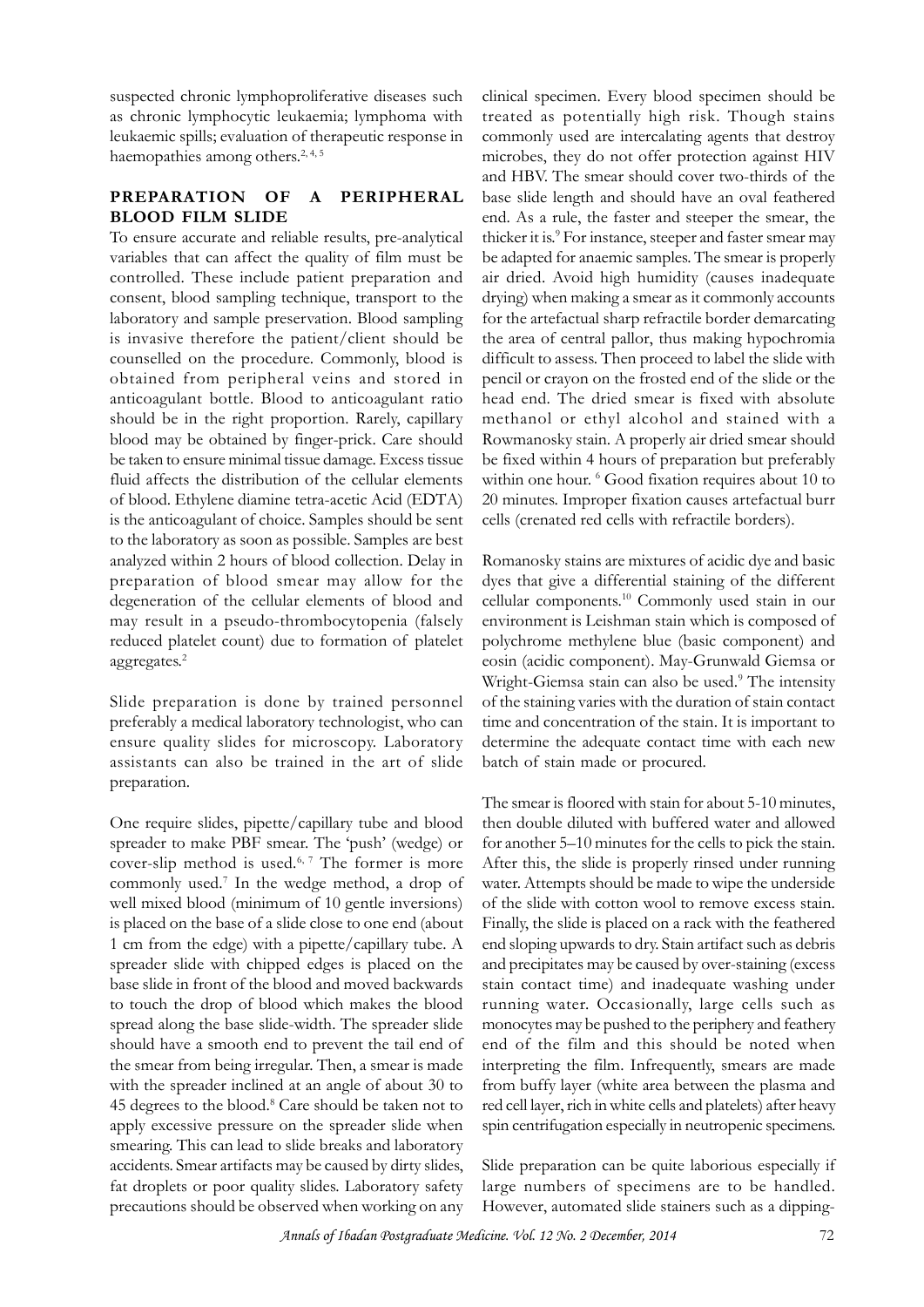suspected chronic lymphoproliferative diseases such as chronic lymphocytic leukaemia; lymphoma with leukaemic spills; evaluation of therapeutic response in haemopathies among others.[2, 4, 5]

## PREPARATION OF A PERIPHERAL BLOOD FILM SLIDE

To ensure accurate and reliable results, pre-analytical variables that can affect the quality of film must be controlled. These include patient preparation and consent, blood sampling technique, transport to the laboratory and sample preservation. Blood sampling is invasive therefore the patient/client should be counselled on the procedure. Commonly, blood is obtained from peripheral veins and stored in anticoagulant bottle. Blood to anticoagulant ratio should be in the right proportion. Rarely, capillary blood may be obtained by finger-prick. Care should be taken to ensure minimal tissue damage. Excess tissue fluid affects the distribution of the cellular elements of blood. Ethylene diamine tetra-acetic Acid (EDTA) is the anticoagulant of choice. Samples should be sent to the laboratory as soon as possible. Samples are best analyzed within 2 hours of blood collection. Delay in preparation of blood smear may allow for the degeneration of the cellular elements of blood and may result in a pseudo-thrombocytopenia (falsely reduced platelet count) due to formation of platelet aggregates.[2]

Slide preparation is done by trained personnel preferably a medical laboratory technologist, who can ensure quality slides for microscopy. Laboratory assistants can also be trained in the art of slide preparation.

One require slides, pipette/capillary tube and blood spreader to make PBF smear. The 'push' (wedge) or cover-slip method is used.[6, 7] The former is more commonly used.[7] In the wedge method, a drop of well mixed blood (minimum of 10 gentle inversions) is placed on the base of a slide close to one end (about 1 cm from the edge) with a pipette/capillary tube. A spreader slide with chipped edges is placed on the base slide in front of the blood and moved backwards to touch the drop of blood which makes the blood spread along the base slide-width. The spreader slide should have a smooth end to prevent the tail end of the smear from being irregular. Then, a smear is made with the spreader inclined at an angle of about 30 to 45 degrees to the blood.[8] Care should be taken not to apply excessive pressure on the spreader slide when smearing. This can lead to slide breaks and laboratory accidents. Smear artifacts may be caused by dirty slides, fat droplets or poor quality slides. Laboratory safety precautions should be observed when working on any clinical specimen. Every blood specimen should be treated as potentially high risk. Though stains commonly used are intercalating agents that destroy microbes, they do not offer protection against HIV and HBV. The smear should cover two-thirds of the base slide length and should have an oval feathered end. As a rule, the faster and steeper the smear, the thicker it is.[9] For instance, steeper and faster smear may be adapted for anaemic samples. The smear is properly air dried. Avoid high humidity (causes inadequate drying) when making a smear as it commonly accounts for the artefactual sharp refractile border demarcating the area of central pallor, thus making hypochromia difficult to assess. Then proceed to label the slide with pencil or crayon on the frosted end of the slide or the head end. The dried smear is fixed with absolute methanol or ethyl alcohol and stained with a Rowmanosky stain. A properly air dried smear should be fixed within 4 hours of preparation but preferably within one hour. [6] Good fixation requires about 10 to 20 minutes. Improper fixation causes artefactual burr cells (crenated red cells with refractile borders).

Romanosky stains are mixtures of acidic dye and basic dyes that give a differential staining of the different cellular components.[10] Commonly used stain in our environment is Leishman stain which is composed of polychrome methylene blue (basic component) and eosin (acidic component). May-Grunwald Giemsa or Wright-Giemsa stain can also be used.[9] The intensity of the staining varies with the duration of stain contact time and concentration of the stain. It is important to determine the adequate contact time with each new batch of stain made or procured.

The smear is floored with stain for about 5-10 minutes, then double diluted with buffered water and allowed for another 5–10 minutes for the cells to pick the stain. After this, the slide is properly rinsed under running water. Attempts should be made to wipe the underside of the slide with cotton wool to remove excess stain. Finally, the slide is placed on a rack with the feathered end sloping upwards to dry. Stain artifact such as debris and precipitates may be caused by over-staining (excess stain contact time) and inadequate washing under running water. Occasionally, large cells such as monocytes may be pushed to the periphery and feathery end of the film and this should be noted when interpreting the film. Infrequently, smears are made from buffy layer (white area between the plasma and red cell layer, rich in white cells and platelets) after heavy spin centrifugation especially in neutropenic specimens.

Slide preparation can be quite laborious especially if large numbers of specimens are to be handled. However, automated slide stainers such as a dipping-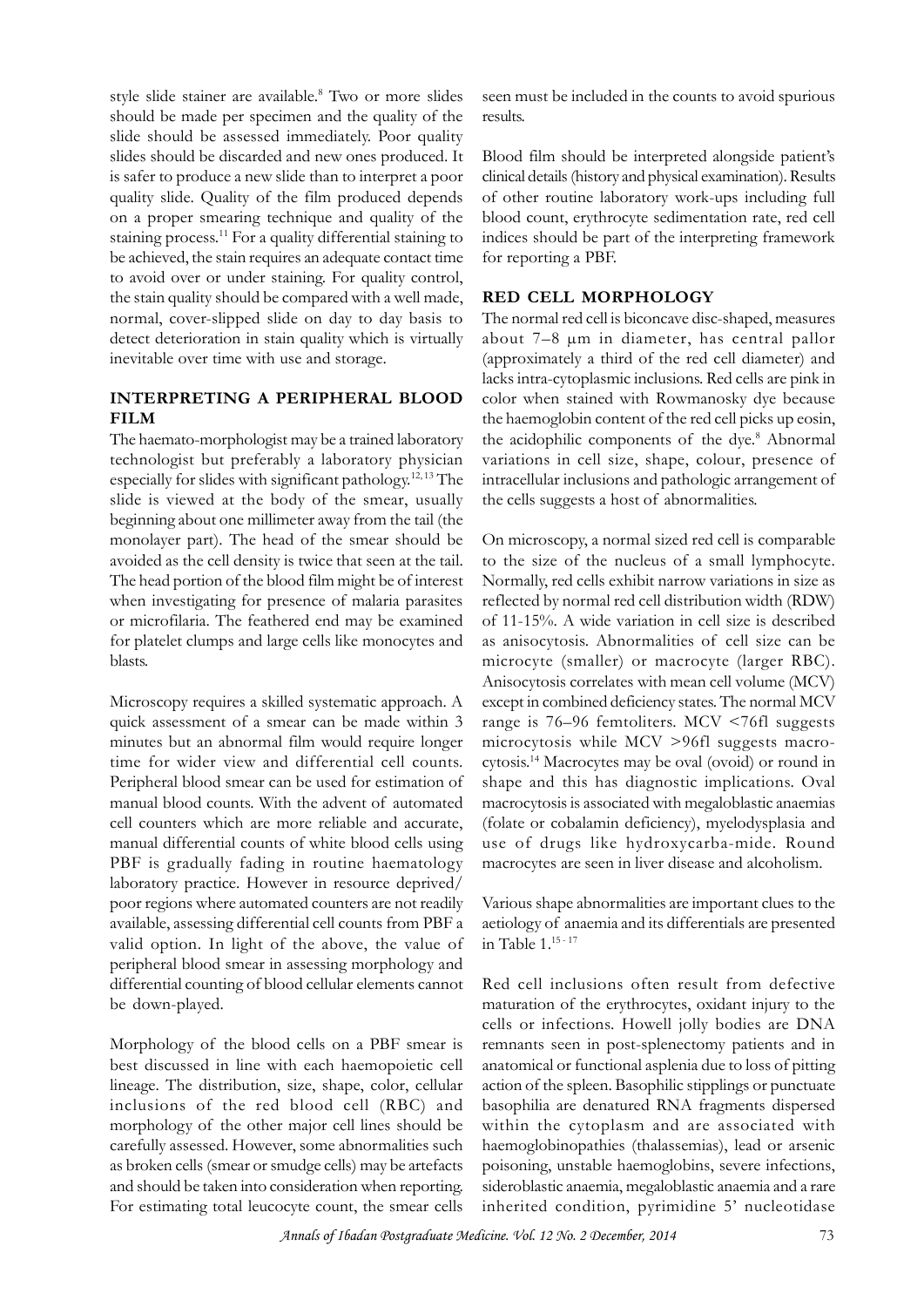style slide stainer are available.[8] Two or more slides should be made per specimen and the quality of the slide should be assessed immediately. Poor quality slides should be discarded and new ones produced. It is safer to produce a new slide than to interpret a poor quality slide. Quality of the film produced depends on a proper smearing technique and quality of the staining process.[11] For a quality differential staining to be achieved, the stain requires an adequate contact time to avoid over or under staining. For quality control, the stain quality should be compared with a well made, normal, cover-slipped slide on day to day basis to detect deterioration in stain quality which is virtually inevitable over time with use and storage.

## INTERPRETING A PERIPHERAL BLOOD FILM

The haemato-morphologist may be a trained laboratory technologist but preferably a laboratory physician especially for slides with significant pathology.[12, 13] The slide is viewed at the body of the smear, usually beginning about one millimeter away from the tail (the monolayer part). The head of the smear should be avoided as the cell density is twice that seen at the tail. The head portion of the blood film might be of interest when investigating for presence of malaria parasites or microfilaria. The feathered end may be examined for platelet clumps and large cells like monocytes and blasts.

Microscopy requires a skilled systematic approach. A quick assessment of a smear can be made within 3 minutes but an abnormal film would require longer time for wider view and differential cell counts. Peripheral blood smear can be used for estimation of manual blood counts. With the advent of automated cell counters which are more reliable and accurate, manual differential counts of white blood cells using PBF is gradually fading in routine haematology laboratory practice. However in resource deprived/ poor regions where automated counters are not readily available, assessing differential cell counts from PBF a valid option. In light of the above, the value of peripheral blood smear in assessing morphology and differential counting of blood cellular elements cannot be down-played.

Morphology of the blood cells on a PBF smear is best discussed in line with each haemopoietic cell lineage. The distribution, size, shape, color, cellular inclusions of the red blood cell (RBC) and morphology of the other major cell lines should be carefully assessed. However, some abnormalities such as broken cells (smear or smudge cells) may be artefacts and should be taken into consideration when reporting. For estimating total leucocyte count, the smear cells seen must be included in the counts to avoid spurious results.

Blood film should be interpreted alongside patient's clinical details (history and physical examination). Results of other routine laboratory work-ups including full blood count, erythrocyte sedimentation rate, red cell indices should be part of the interpreting framework for reporting a PBF.

## RED CELL MORPHOLOGY

The normal red cell is biconcave disc-shaped, measures about 7–8 μm in diameter, has central pallor (approximately a third of the red cell diameter) and lacks intra-cytoplasmic inclusions. Red cells are pink in color when stained with Rowmanosky dye because the haemoglobin content of the red cell picks up eosin, the acidophilic components of the dye.[8] Abnormal variations in cell size, shape, colour, presence of intracellular inclusions and pathologic arrangement of the cells suggests a host of abnormalities.

On microscopy, a normal sized red cell is comparable to the size of the nucleus of a small lymphocyte. Normally, red cells exhibit narrow variations in size as reflected by normal red cell distribution width (RDW) of 11-15%. A wide variation in cell size is described as anisocytosis. Abnormalities of cell size can be microcyte (smaller) or macrocyte (larger RBC). Anisocytosis correlates with mean cell volume (MCV) except in combined deficiency states. The normal MCV range is 76–96 femtoliters. MCV <76fl suggests microcytosis while MCV >96fl suggests macrocytosis.[14] Macrocytes may be oval (ovoid) or round in shape and this has diagnostic implications. Oval macrocytosis is associated with megaloblastic anaemias (folate or cobalamin deficiency), myelodysplasia and use of drugs like hydroxycarba-mide. Round macrocytes are seen in liver disease and alcoholism.

Various shape abnormalities are important clues to the aetiology of anaemia and its differentials are presented in Table 1.[15 - 17]

Red cell inclusions often result from defective maturation of the erythrocytes, oxidant injury to the cells or infections. Howell jolly bodies are DNA remnants seen in post-splenectomy patients and in anatomical or functional asplenia due to loss of pitting action of the spleen. Basophilic stipplings or punctuate basophilia are denatured RNA fragments dispersed within the cytoplasm and are associated with haemoglobinopathies (thalassemias), lead or arsenic poisoning, unstable haemoglobins, severe infections, sideroblastic anaemia, megaloblastic anaemia and a rare inherited condition, pyrimidine 5' nucleotidase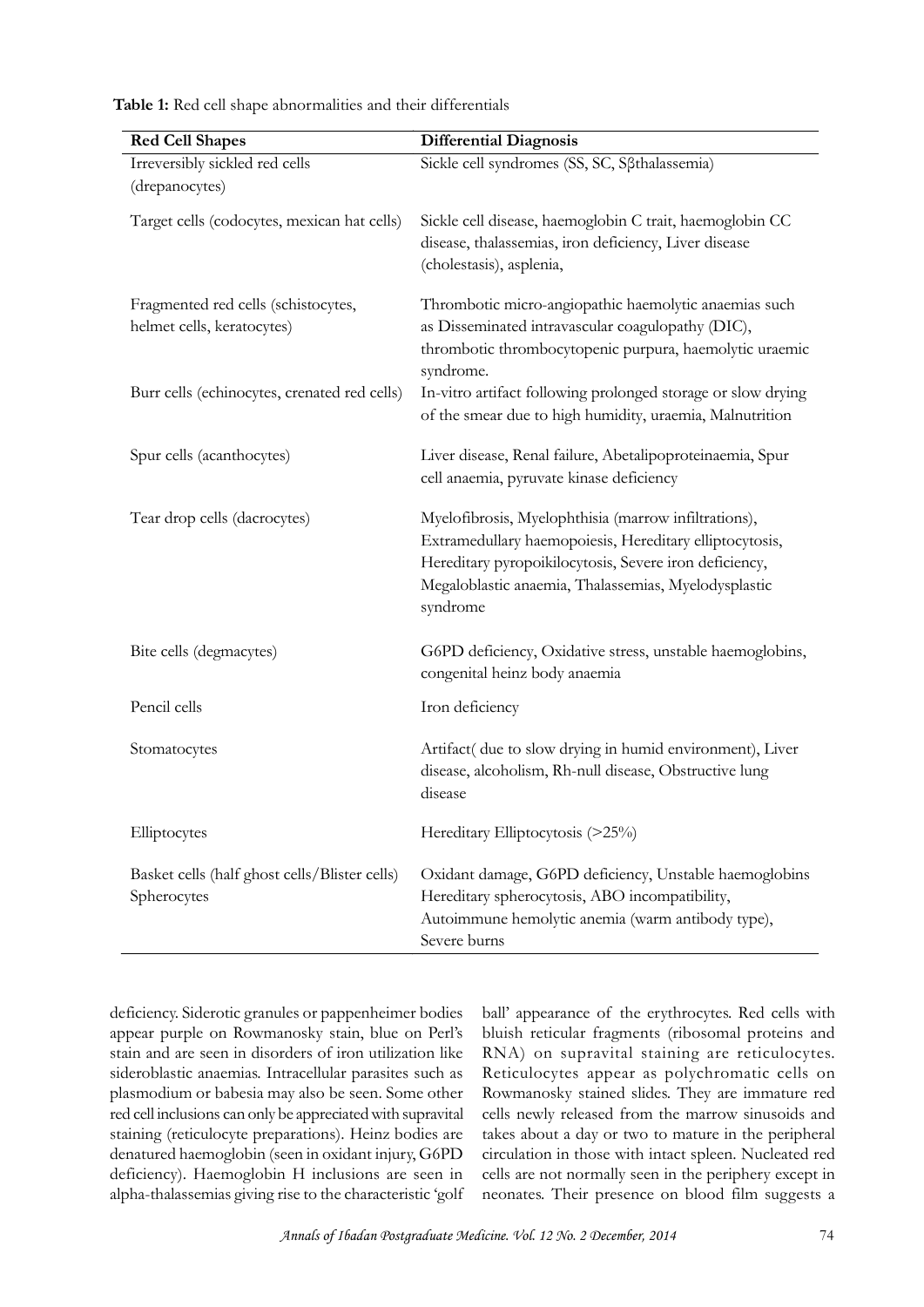**Table 1:** Red cell shape abnormalities and their differentials

| Red Cell Shapes | Differential Diagnosis |
|---|---|
| Irreversibly sickled red cells (drepanocytes) | Sickle cell syndromes (SS, SC, Sβthalassemia) |
| Target cells (codocytes, mexican hat cells) | Sickle cell disease, haemoglobin C trait, haemoglobin CC disease, thalassemias, iron deficiency, Liver disease (cholestasis), asplenia, |
| Fragmented red cells (schistocytes, helmet cells, keratocytes) | Thrombotic micro-angiopathic haemolytic anaemias such as Disseminated intravascular coagulopathy (DIC), thrombotic thrombocytopenic purpura, haemolytic uraemic syndrome. |
| Burr cells (echinocytes, crenated red cells) | In-vitro artifact following prolonged storage or slow drying of the smear due to high humidity, uraemia, Malnutrition |
| Spur cells (acanthocytes) | Liver disease, Renal failure, Abetalipoproteinaemia, Spur cell anaemia, pyruvate kinase deficiency |
| Tear drop cells (dacrocytes) | Myelofibrosis, Myelophthisia (marrow infiltrations), Extramedullary haemopoiesis, Hereditary elliptocytosis, Hereditary pyropoikilocytosis, Severe iron deficiency, Megaloblastic anaemia, Thalassemias, Myelodysplastic syndrome |
| Bite cells (degmacytes) | G6PD deficiency, Oxidative stress, unstable haemoglobins, congenital heinz body anaemia |
| Pencil cells | Iron deficiency |
| Stomatocytes | Artifact( due to slow drying in humid environment), Liver disease, alcoholism, Rh-null disease, Obstructive lung disease |
| Elliptocytes | Hereditary Elliptocytosis (>25%) |
| Basket cells (half ghost cells/Blister cells) | Oxidant damage, G6PD deficiency, Unstable haemoglobins |
| Spherocytes | Hereditary spherocytosis, ABO incompatibility, Autoimmune hemolytic anemia (warm antibody type), Severe burns |

deficiency. Siderotic granules or pappenheimer bodies appear purple on Rowmanosky stain, blue on Perl's stain and are seen in disorders of iron utilization like sideroblastic anaemias. Intracellular parasites such as plasmodium or babesia may also be seen. Some other red cell inclusions can only be appreciated with supravital staining (reticulocyte preparations). Heinz bodies are denatured haemoglobin (seen in oxidant injury, G6PD deficiency). Haemoglobin H inclusions are seen in alpha-thalassemias giving rise to the characteristic 'golf ball' appearance of the erythrocytes. Red cells with bluish reticular fragments (ribosomal proteins and RNA) on supravital staining are reticulocytes. Reticulocytes appear as polychromatic cells on Rowmanosky stained slides. They are immature red cells newly released from the marrow sinusoids and takes about a day or two to mature in the peripheral circulation in those with intact spleen. Nucleated red cells are not normally seen in the periphery except in neonates. Their presence on blood film suggests a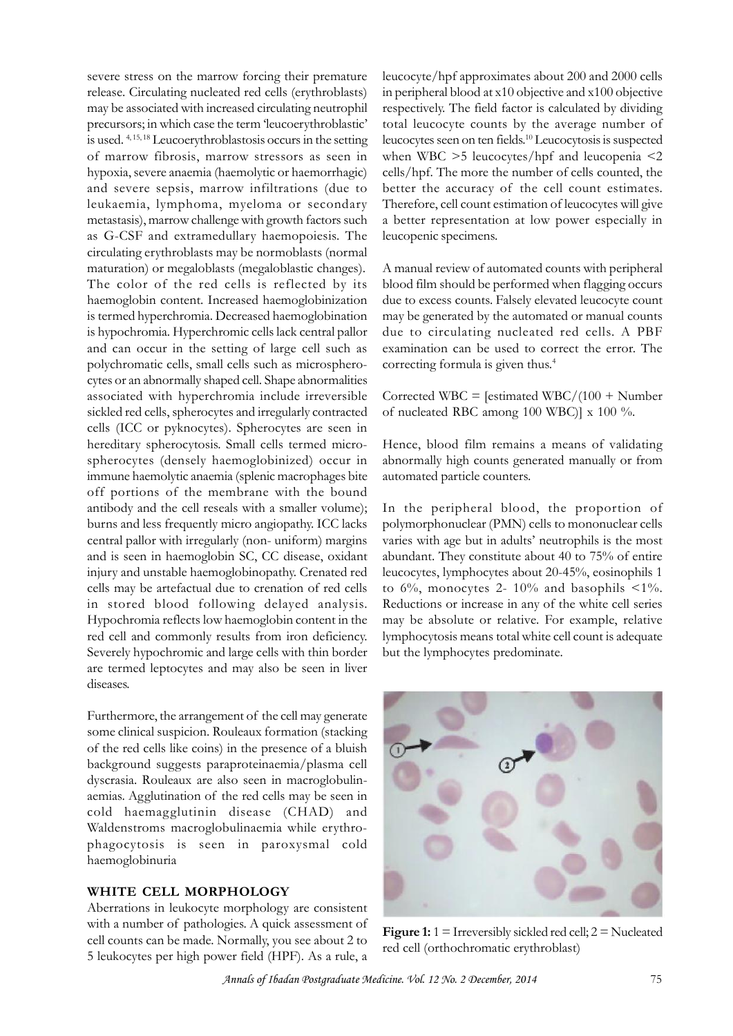severe stress on the marrow forcing their premature release. Circulating nucleated red cells (erythroblasts) may be associated with increased circulating neutrophil precursors; in which case the term 'leucoerythroblastic' is used.[4, 15, 18] Leucoerythroblastosis occurs in the setting of marrow fibrosis, marrow stressors as seen in hypoxia, severe anaemia (haemolytic or haemorrhagic) and severe sepsis, marrow infiltrations (due to leukaemia, lymphoma, myeloma or secondary metastasis), marrow challenge with growth factors such as G-CSF and extramedullary haemopoiesis. The circulating erythroblasts may be normoblasts (normal maturation) or megaloblasts (megaloblastic changes). The color of the red cells is reflected by its haemoglobin content. Increased haemoglobinization is termed hyperchromia. Decreased haemoglobination is hypochromia. Hyperchromic cells lack central pallor and can occur in the setting of large cell such as polychromatic cells, small cells such as microspherocytes or an abnormally shaped cell. Shape abnormalities associated with hyperchromia include irreversible sickled red cells, spherocytes and irregularly contracted cells (ICC or pyknocytes). Spherocytes are seen in hereditary spherocytosis. Small cells termed microspherocytes (densely haemoglobinized) occur in immune haemolytic anaemia (splenic macrophages bite off portions of the membrane with the bound antibody and the cell reseals with a smaller volume); burns and less frequently micro angiopathy. ICC lacks central pallor with irregularly (non- uniform) margins and is seen in haemoglobin SC, CC disease, oxidant injury and unstable haemoglobinopathy. Crenated red cells may be artefactual due to crenation of red cells in stored blood following delayed analysis. Hypochromia reflects low haemoglobin content in the red cell and commonly results from iron deficiency. Severely hypochromic and large cells with thin border are termed leptocytes and may also be seen in liver diseases.

Furthermore, the arrangement of the cell may generate some clinical suspicion. Rouleaux formation (stacking of the red cells like coins) in the presence of a bluish background suggests paraproteinaemia/plasma cell dyscrasia. Rouleaux are also seen in macroglobulinaemias. Agglutination of the red cells may be seen in cold haemagglutinin disease (CHAD) and Waldenstroms macroglobulinaemia while erythrophagocytosis is seen in paroxysmal cold haemoglobinuria

## WHITE CELL MORPHOLOGY

Aberrations in leukocyte morphology are consistent with a number of pathologies. A quick assessment of cell counts can be made. Normally, you see about 2 to 5 leukocytes per high power field (HPF). As a rule, a leucocyte/hpf approximates about 200 and 2000 cells in peripheral blood at x10 objective and x100 objective respectively. The field factor is calculated by dividing total leucocyte counts by the average number of leucocytes seen on ten fields.[10] Leucocytosis is suspected when WBC >5 leucocytes/hpf and leucopenia <2 cells/hpf. The more the number of cells counted, the better the accuracy of the cell count estimates. Therefore, cell count estimation of leucocytes will give a better representation at low power especially in leucopenic specimens.

A manual review of automated counts with peripheral blood film should be performed when flagging occurs due to excess counts. Falsely elevated leucocyte count may be generated by the automated or manual counts due to circulating nucleated red cells. A PBF examination can be used to correct the error. The correcting formula is given thus.[4]

Corrected WBC = [estimated WBC/(100 + Number of nucleated RBC among 100 WBC)] x 100 %.

Hence, blood film remains a means of validating abnormally high counts generated manually or from automated particle counters.

In the peripheral blood, the proportion of polymorphonuclear (PMN) cells to mononuclear cells varies with age but in adults' neutrophils is the most abundant. They constitute about 40 to 75% of entire leucocytes, lymphocytes about 20-45%, eosinophils 1 to 6%, monocytes 2- 10% and basophils <1%. Reductions or increase in any of the white cell series may be absolute or relative. For example, relative lymphocytosis means total white cell count is adequate but the lymphocytes predominate.

**Figure 1:** 1 = Irreversibly sickled red cell; 2 = Nucleated red cell (orthochromatic erythroblast)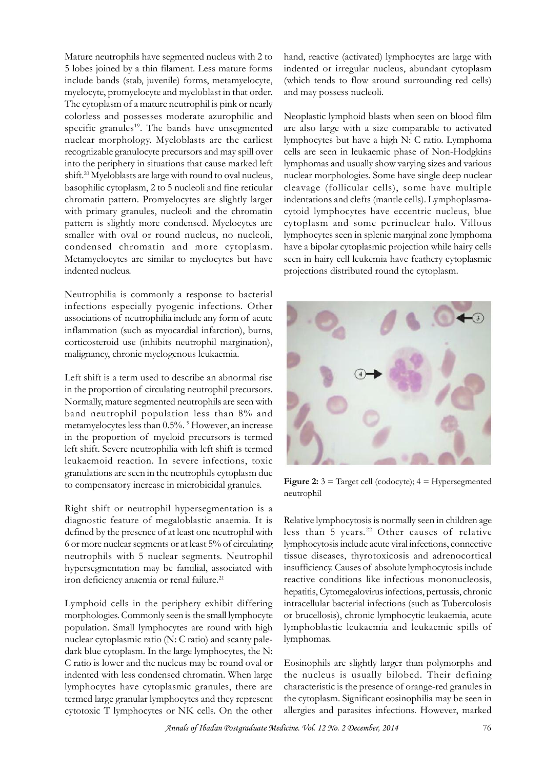Mature neutrophils have segmented nucleus with 2 to 5 lobes joined by a thin filament. Less mature forms include bands (stab, juvenile) forms, metamyelocyte, myelocyte, promyelocyte and myeloblast in that order. The cytoplasm of a mature neutrophil is pink or nearly colorless and possesses moderate azurophilic and specific granules[19]. The bands have unsegmented nuclear morphology. Myeloblasts are the earliest recognizable granulocyte precursors and may spill over into the periphery in situations that cause marked left shift.[20] Myeloblasts are large with round to oval nucleus, basophilic cytoplasm, 2 to 5 nucleoli and fine reticular chromatin pattern. Promyelocytes are slightly larger with primary granules, nucleoli and the chromatin pattern is slightly more condensed. Myelocytes are smaller with oval or round nucleus, no nucleoli, condensed chromatin and more cytoplasm. Metamyelocytes are similar to myelocytes but have indented nucleus.

Neutrophilia is commonly a response to bacterial infections especially pyogenic infections. Other associations of neutrophilia include any form of acute inflammation (such as myocardial infarction), burns, corticosteroid use (inhibits neutrophil margination), malignancy, chronic myelogenous leukaemia.

Left shift is a term used to describe an abnormal rise in the proportion of circulating neutrophil precursors. Normally, mature segmented neutrophils are seen with band neutrophil population less than 8% and metamyelocytes less than 0.5%.[9] However, an increase in the proportion of myeloid precursors is termed left shift. Severe neutrophilia with left shift is termed leukaemoid reaction. In severe infections, toxic granulations are seen in the neutrophils cytoplasm due to compensatory increase in microbicidal granules.

Right shift or neutrophil hypersegmentation is a diagnostic feature of megaloblastic anaemia. It is defined by the presence of at least one neutrophil with 6 or more nuclear segments or at least 5% of circulating neutrophils with 5 nuclear segments. Neutrophil hypersegmentation may be familial, associated with iron deficiency anaemia or renal failure.[21]

Lymphoid cells in the periphery exhibit differing morphologies. Commonly seen is the small lymphocyte population. Small lymphocytes are round with high nuclear cytoplasmic ratio (N: C ratio) and scanty pale-dark blue cytoplasm. In the large lymphocytes, the N: C ratio is lower and the nucleus may be round oval or indented with less condensed chromatin. When large lymphocytes have cytoplasmic granules, there are termed large granular lymphocytes and they represent cytotoxic T lymphocytes or NK cells. On the other hand, reactive (activated) lymphocytes are large with indented or irregular nucleus, abundant cytoplasm (which tends to flow around surrounding red cells) and may possess nucleoli.

Neoplastic lymphoid blasts when seen on blood film are also large with a size comparable to activated lymphocytes but have a high N: C ratio. Lymphoma cells are seen in leukaemic phase of Non-Hodgkins lymphomas and usually show varying sizes and various nuclear morphologies. Some have single deep nuclear cleavage (follicular cells), some have multiple indentations and clefts (mantle cells). Lymphoplasmacytoid lymphocytes have eccentric nucleus, blue cytoplasm and some perinuclear halo. Villous lymphocytes seen in splenic marginal zone lymphoma have a bipolar cytoplasmic projection while hairy cells seen in hairy cell leukemia have feathery cytoplasmic projections distributed round the cytoplasm.

**Figure 2:** 3 = Target cell (codocyte); 4 = Hypersegmented neutrophil

Relative lymphocytosis is normally seen in children age less than 5 years.[22] Other causes of relative lymphocytosis include acute viral infections, connective tissue diseases, thyrotoxicosis and adrenocortical insufficiency. Causes of absolute lymphocytosis include reactive conditions like infectious mononucleosis, hepatitis, Cytomegalovirus infections, pertussis, chronic intracellular bacterial infections (such as Tuberculosis or brucellosis), chronic lymphocytic leukaemia, acute lymphoblastic leukaemia and leukaemic spills of lymphomas.

Eosinophils are slightly larger than polymorphs and the nucleus is usually bilobed. Their defining characteristic is the presence of orange-red granules in the cytoplasm. Significant eosinophilia may be seen in allergies and parasites infections. However, marked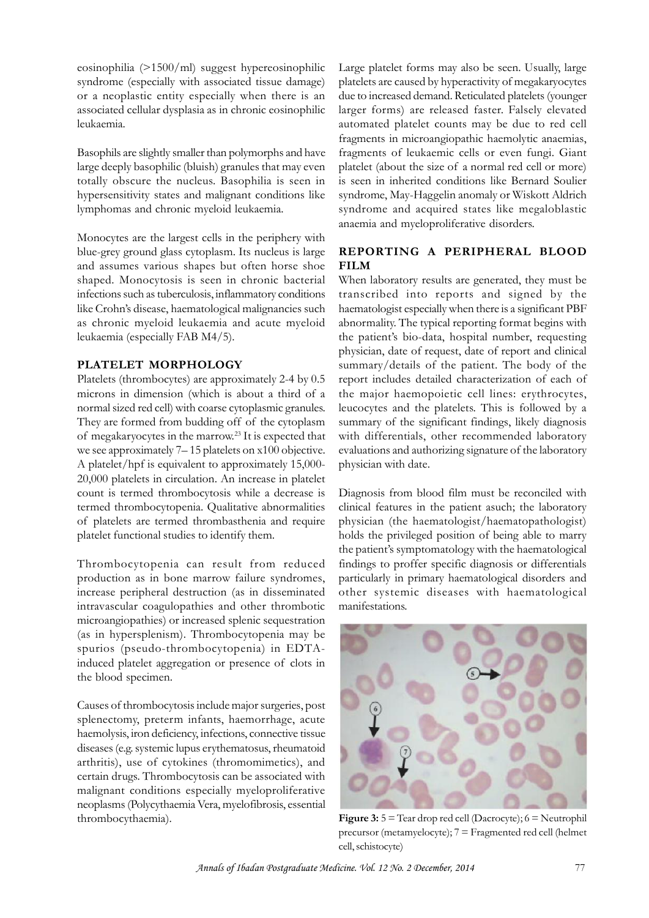eosinophilia (>1500/ml) suggest hypereosinophilic syndrome (especially with associated tissue damage) or a neoplastic entity especially when there is an associated cellular dysplasia as in chronic eosinophilic leukaemia.

Basophils are slightly smaller than polymorphs and have large deeply basophilic (bluish) granules that may even totally obscure the nucleus. Basophilia is seen in hypersensitivity states and malignant conditions like lymphomas and chronic myeloid leukaemia.

Monocytes are the largest cells in the periphery with blue-grey ground glass cytoplasm. Its nucleus is large and assumes various shapes but often horse shoe shaped. Monocytosis is seen in chronic bacterial infections such as tuberculosis, inflammatory conditions like Crohn's disease, haematological malignancies such as chronic myeloid leukaemia and acute myeloid leukaemia (especially FAB M4/5).

## PLATELET MORPHOLOGY

Platelets (thrombocytes) are approximately 2-4 by 0.5 microns in dimension (which is about a third of a normal sized red cell) with coarse cytoplasmic granules. They are formed from budding off of the cytoplasm of megakaryocytes in the marrow.[23] It is expected that we see approximately 7– 15 platelets on x100 objective. A platelet/hpf is equivalent to approximately 15,000-20,000 platelets in circulation. An increase in platelet count is termed thrombocytosis while a decrease is termed thrombocytopenia. Qualitative abnormalities of platelets are termed thrombasthenia and require platelet functional studies to identify them.

Thrombocytopenia can result from reduced production as in bone marrow failure syndromes, increase peripheral destruction (as in disseminated intravascular coagulopathies and other thrombotic microangiopathies) or increased splenic sequestration (as in hypersplenism). Thrombocytopenia may be spurios (pseudo-thrombocytopenia) in EDTA-induced platelet aggregation or presence of clots in the blood specimen.

Causes of thrombocytosis include major surgeries, post splenectomy, preterm infants, haemorrhage, acute haemolysis, iron deficiency, infections, connective tissue diseases (e.g. systemic lupus erythematosus, rheumatoid arthritis), use of cytokines (thromomimetics), and certain drugs. Thrombocytosis can be associated with malignant conditions especially myeloproliferative neoplasms (Polycythaemia Vera, myelofibrosis, essential thrombocythaemia).

Large platelet forms may also be seen. Usually, large platelets are caused by hyperactivity of megakaryocytes due to increased demand. Reticulated platelets (younger larger forms) are released faster. Falsely elevated automated platelet counts may be due to red cell fragments in microangiopathic haemolytic anaemias, fragments of leukaemic cells or even fungi. Giant platelet (about the size of a normal red cell or more) is seen in inherited conditions like Bernard Soulier syndrome, May-Haggelin anomaly or Wiskott Aldrich syndrome and acquired states like megaloblastic anaemia and myeloproliferative disorders.

## REPORTING A PERIPHERAL BLOOD FILM

When laboratory results are generated, they must be transcribed into reports and signed by the haematologist especially when there is a significant PBF abnormality. The typical reporting format begins with the patient's bio-data, hospital number, requesting physician, date of request, date of report and clinical summary/details of the patient. The body of the report includes detailed characterization of each of the major haemopoietic cell lines: erythrocytes, leucocytes and the platelets. This is followed by a summary of the significant findings, likely diagnosis with differentials, other recommended laboratory evaluations and authorizing signature of the laboratory physician with date.

Diagnosis from blood film must be reconciled with clinical features in the patient asuch; the laboratory physician (the haematologist/haematopathologist) holds the privileged position of being able to marry the patient's symptomatology with the haematological findings to proffer specific diagnosis or differentials particularly in primary haematological disorders and other systemic diseases with haematological manifestations.

**Figure 3:** 5 = Tear drop red cell (Dacrocyte); 6 = Neutrophil precursor (metamyelocyte); 7 = Fragmented red cell (helmet cell, schistocyte)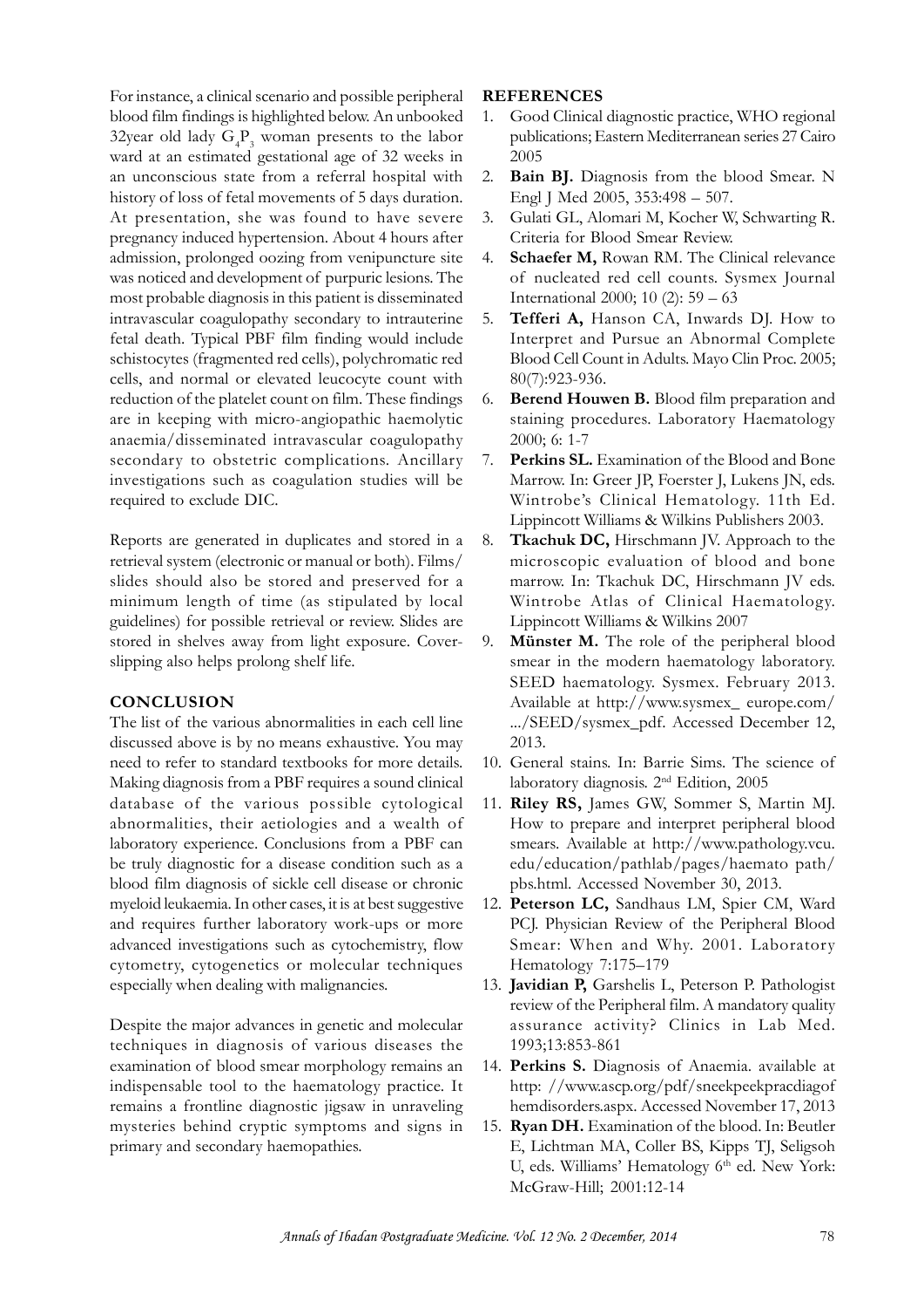For instance, a clinical scenario and possible peripheral blood film findings is highlighted below. An unbooked 32year old lady $G_4P_3$ woman presents to the labor ward at an estimated gestational age of 32 weeks in an unconscious state from a referral hospital with history of loss of fetal movements of 5 days duration. At presentation, she was found to have severe pregnancy induced hypertension. About 4 hours after admission, prolonged oozing from venipuncture site was noticed and development of purpuric lesions. The most probable diagnosis in this patient is disseminated intravascular coagulopathy secondary to intrauterine fetal death. Typical PBF film finding would include schistocytes (fragmented red cells), polychromatic red cells, and normal or elevated leucocyte count with reduction of the platelet count on film. These findings are in keeping with micro-angiopathic haemolytic anaemia/disseminated intravascular coagulopathy secondary to obstetric complications. Ancillary investigations such as coagulation studies will be required to exclude DIC.

Reports are generated in duplicates and stored in a retrieval system (electronic or manual or both). Films/slides should also be stored and preserved for a minimum length of time (as stipulated by local guidelines) for possible retrieval or review. Slides are stored in shelves away from light exposure. Cover-slipping also helps prolong shelf life.

## CONCLUSION

The list of the various abnormalities in each cell line discussed above is by no means exhaustive. You may need to refer to standard textbooks for more details. Making diagnosis from a PBF requires a sound clinical database of the various possible cytological abnormalities, their aetiologies and a wealth of laboratory experience. Conclusions from a PBF can be truly diagnostic for a disease condition such as a blood film diagnosis of sickle cell disease or chronic myeloid leukaemia. In other cases, it is at best suggestive and requires further laboratory work-ups or more advanced investigations such as cytochemistry, flow cytometry, cytogenetics or molecular techniques especially when dealing with malignancies.

Despite the major advances in genetic and molecular techniques in diagnosis of various diseases the examination of blood smear morphology remains an indispensable tool to the haematology practice. It remains a frontline diagnostic jigsaw in unraveling mysteries behind cryptic symptoms and signs in primary and secondary haemopathies.

## REFERENCES

1. Good Clinical diagnostic practice, WHO regional publications; Eastern Mediterranean series 27 Cairo 2005
2. **Bain BJ.** Diagnosis from the blood Smear. N Engl J Med 2005, 353:498 – 507.
3. Gulati GL, Alomari M, Kocher W, Schwarting R. Criteria for Blood Smear Review.
4. **Schaefer M,** Rowan RM. The Clinical relevance of nucleated red cell counts. Sysmex Journal International 2000; 10 (2): 59 – 63
5. **Tefferi A,** Hanson CA, Inwards DJ. How to Interpret and Pursue an Abnormal Complete Blood Cell Count in Adults. Mayo Clin Proc. 2005; 80(7):923-936.
6. **Berend Houwen B.** Blood film preparation and staining procedures. Laboratory Haematology 2000; 6: 1-7
7. **Perkins SL.** Examination of the Blood and Bone Marrow. In: Greer JP, Foerster J, Lukens JN, eds. Wintrobe's Clinical Hematology. 11th Ed. Lippincott Williams & Wilkins Publishers 2003.
8. **Tkachuk DC,** Hirschmann JV. Approach to the microscopic evaluation of blood and bone marrow. In: Tkachuk DC, Hirschmann JV eds. Wintrobe Atlas of Clinical Haematology. Lippincott Williams & Wilkins 2007
9. **Münster M.** The role of the peripheral blood smear in the modern haematology laboratory. SEED haematology. Sysmex. February 2013. Available at http://www.sysmex_ europe.com/.../SEED/sysmex_pdf. Accessed December 12, 2013.
10. General stains. In: Barrie Sims. The science of laboratory diagnosis. 2nd Edition, 2005
11. **Riley RS,** James GW, Sommer S, Martin MJ. How to prepare and interpret peripheral blood smears. Available at http://www.pathology.vcu.edu/education/pathlab/pages/haemato path/pbs.html. Accessed November 30, 2013.
12. **Peterson LC,** Sandhaus LM, Spier CM, Ward PCJ. Physician Review of the Peripheral Blood Smear: When and Why. 2001. Laboratory Hematology 7:175–179
13. **Javidian P,** Garshelis L, Peterson P. Pathologist review of the Peripheral film. A mandatory quality assurance activity? Clinics in Lab Med. 1993;13:853-861
14. **Perkins S.** Diagnosis of Anaemia. available at http: //www.ascp.org/pdf/sneekpeekpracdiagofhemdisorders.aspx. Accessed November 17, 2013
15. **Ryan DH.** Examination of the blood. In: Beutler E, Lichtman MA, Coller BS, Kipps TJ, Seligsoh U, eds. Williams' Hematology 6th ed. New York: McGraw-Hill; 2001:12-14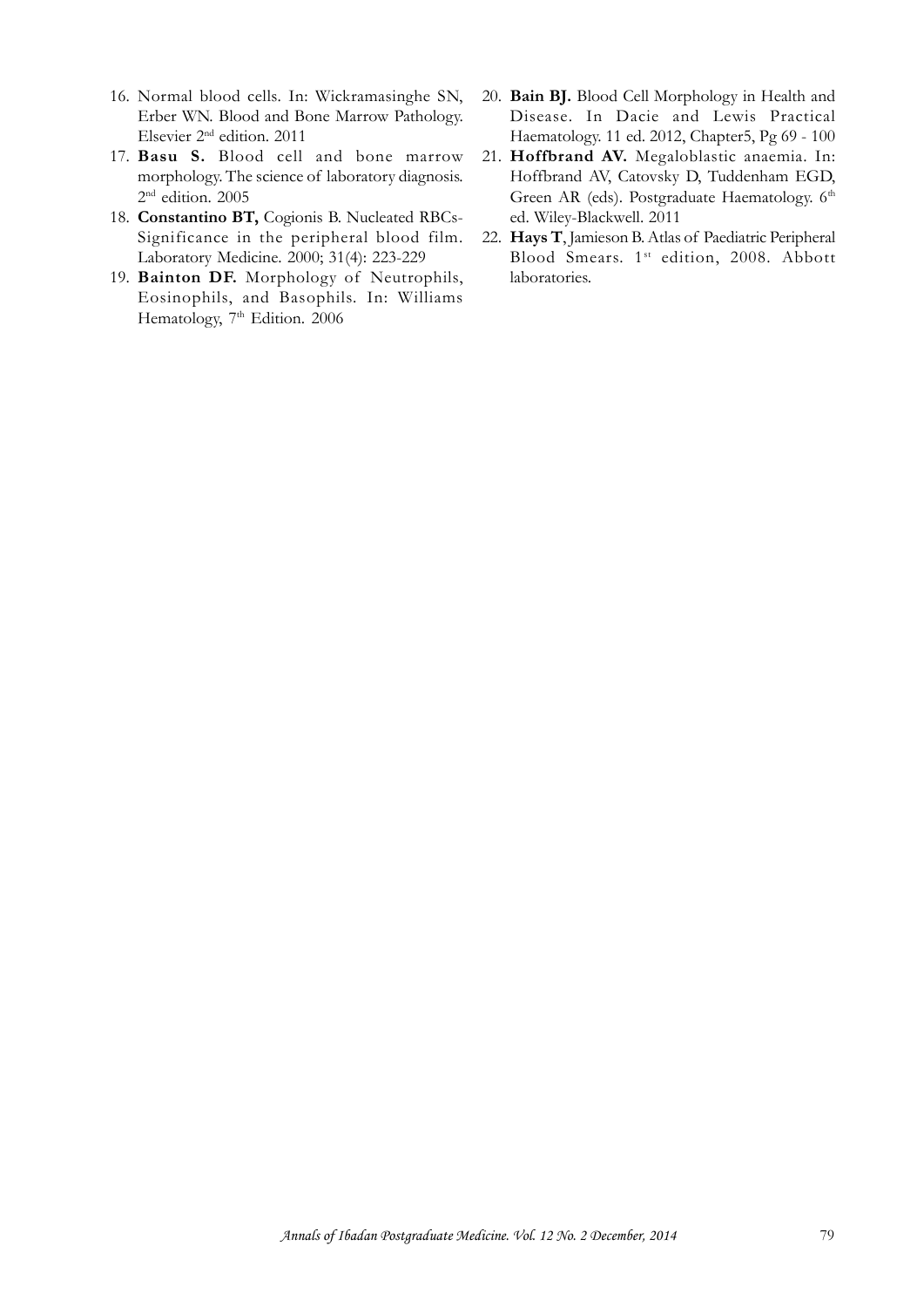16. Normal blood cells. In: Wickramasinghe SN, Erber WN. Blood and Bone Marrow Pathology. Elsevier 2nd edition. 2011
17. **Basu S.** Blood cell and bone marrow morphology. The science of laboratory diagnosis. 2nd edition. 2005
18. **Constantino BT,** Cogionis B. Nucleated RBCs-Significance in the peripheral blood film. Laboratory Medicine. 2000; 31(4): 223-229
19. **Bainton DF.** Morphology of Neutrophils, Eosinophils, and Basophils. In: Williams Hematology, 7th Edition. 2006
20. **Bain BJ.** Blood Cell Morphology in Health and Disease. In Dacie and Lewis Practical Haematology. 11 ed. 2012, Chapter5, Pg 69 - 100
21. **Hoffbrand AV.** Megaloblastic anaemia. In: Hoffbrand AV, Catovsky D, Tuddenham EGD, Green AR (eds). Postgraduate Haematology. 6th ed. Wiley-Blackwell. 2011
22. **Hays T**, Jamieson B. Atlas of Paediatric Peripheral Blood Smears. 1st edition, 2008. Abbott laboratories.